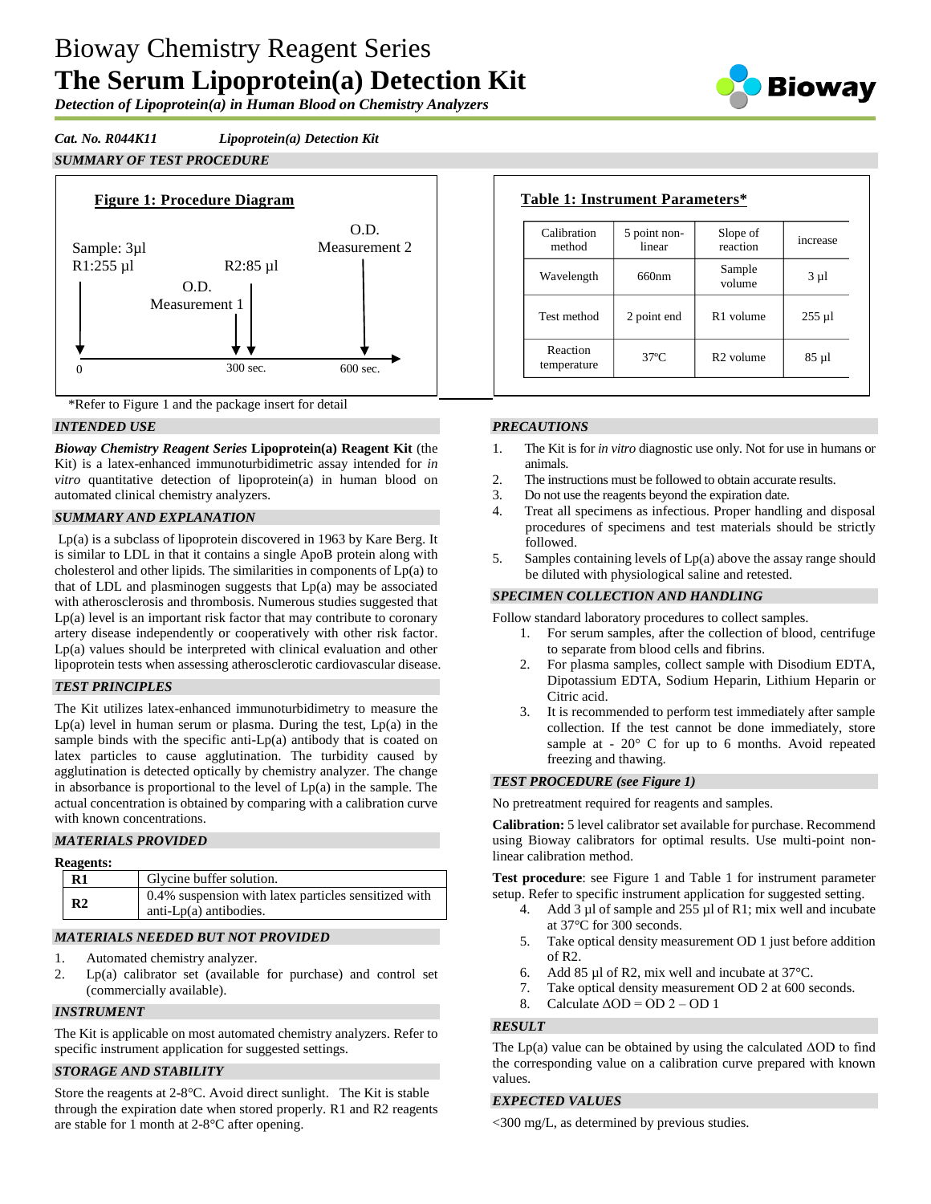# Bioway Chemistry Reagent Series
# The Serum Lipoprotein(a) Detection Kit

*Detection of Lipoprotein(a) in Human Blood on Chemistry Analyzers*

*Cat. No. R044K11* *Lipoprotein(a) Detection Kit*

## SUMMARY OF TEST PROCEDURE

**Figure 1: Procedure Diagram**

Sample: 3µl
R1:255 µl
R2:85 µl
O.D. Measurement 1
O.D. Measurement 2
0
300 sec.
600 sec.

**Table 1: Instrument Parameters***

| | | | |
|---|---|---|---|
| Calibration method | 5 point non-linear | Slope of reaction | increase |
| Wavelength | 660nm | Sample volume | 3 µl |
| Test method | 2 point end | R1 volume | 255 µl |
| Reaction temperature | 37ºC | R2 volume | 85 µl |

*Refer to Figure 1 and the package insert for detail

## INTENDED USE

***Bioway Chemistry Reagent Series*** **Lipoprotein(a) Reagent Kit** (the Kit) is a latex-enhanced immunoturbidimetric assay intended for *in vitro* quantitative detection of lipoprotein(a) in human blood on automated clinical chemistry analyzers.

## SUMMARY AND EXPLANATION

Lp(a) is a subclass of lipoprotein discovered in 1963 by Kare Berg. It is similar to LDL in that it contains a single ApoB protein along with cholesterol and other lipids. The similarities in components of Lp(a) to that of LDL and plasminogen suggests that Lp(a) may be associated with atherosclerosis and thrombosis. Numerous studies suggested that Lp(a) level is an important risk factor that may contribute to coronary artery disease independently or cooperatively with other risk factor. Lp(a) values should be interpreted with clinical evaluation and other lipoprotein tests when assessing atherosclerotic cardiovascular disease.

## TEST PRINCIPLES

The Kit utilizes latex-enhanced immunoturbidimetry to measure the Lp(a) level in human serum or plasma. During the test, Lp(a) in the sample binds with the specific anti-Lp(a) antibody that is coated on latex particles to cause agglutination. The turbidity caused by agglutination is detected optically by chemistry analyzer. The change in absorbance is proportional to the level of Lp(a) in the sample. The actual concentration is obtained by comparing with a calibration curve with known concentrations.

## MATERIALS PROVIDED

**Reagents:**

| | |
|---|---|
| **R1** | Glycine buffer solution. |
| **R2** | 0.4% suspension with latex particles sensitized with anti-Lp(a) antibodies. |

## MATERIALS NEEDED BUT NOT PROVIDED

1. Automated chemistry analyzer.
2. Lp(a) calibrator set (available for purchase) and control set (commercially available).

## INSTRUMENT

The Kit is applicable on most automated chemistry analyzers. Refer to specific instrument application for suggested settings.

## STORAGE AND STABILITY

Store the reagents at 2-8°C. Avoid direct sunlight. The Kit is stable through the expiration date when stored properly. R1 and R2 reagents are stable for 1 month at 2-8°C after opening.

## PRECAUTIONS

1. The Kit is for *in vitro* diagnostic use only. Not for use in humans or animals.
2. The instructions must be followed to obtain accurate results.
3. Do not use the reagents beyond the expiration date.
4. Treat all specimens as infectious. Proper handling and disposal procedures of specimens and test materials should be strictly followed.
5. Samples containing levels of Lp(a) above the assay range should be diluted with physiological saline and retested.

## SPECIMEN COLLECTION AND HANDLING

Follow standard laboratory procedures to collect samples.

1. For serum samples, after the collection of blood, centrifuge to separate from blood cells and fibrins.
2. For plasma samples, collect sample with Disodium EDTA, Dipotassium EDTA, Sodium Heparin, Lithium Heparin or Citric acid.
3. It is recommended to perform test immediately after sample collection. If the test cannot be done immediately, store sample at - 20° C for up to 6 months. Avoid repeated freezing and thawing.

## TEST PROCEDURE (see Figure 1)

No pretreatment required for reagents and samples.

**Calibration:** 5 level calibrator set available for purchase. Recommend using Bioway calibrators for optimal results. Use multi-point non-linear calibration method.

**Test procedure**: see Figure 1 and Table 1 for instrument parameter setup. Refer to specific instrument application for suggested setting.

4. Add 3 µl of sample and 255 µl of R1; mix well and incubate at 37°C for 300 seconds.
5. Take optical density measurement OD 1 just before addition of R2.
6. Add 85 µl of R2, mix well and incubate at 37°C.
7. Take optical density measurement OD 2 at 600 seconds.
8. Calculate ΔOD = OD 2 – OD 1

## RESULT

The Lp(a) value can be obtained by using the calculated ΔOD to find the corresponding value on a calibration curve prepared with known values.

## EXPECTED VALUES

<300 mg/L, as determined by previous studies.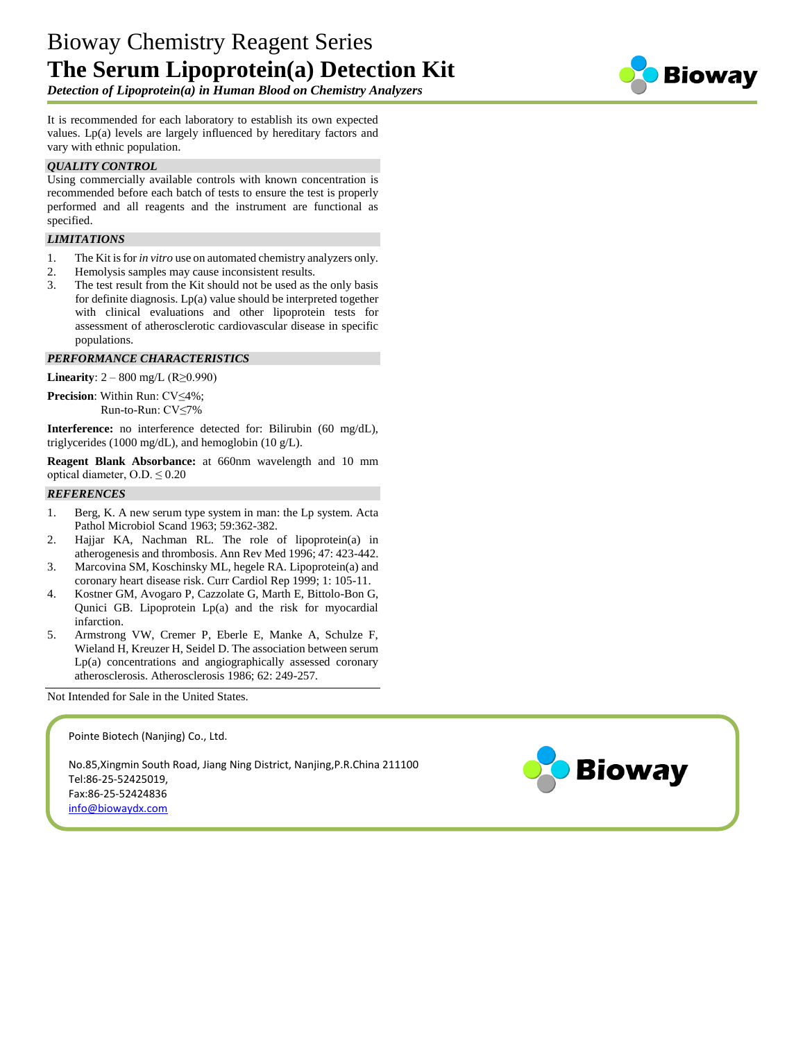# Bioway Chemistry Reagent Series

# The Serum Lipoprotein(a) Detection Kit

***Detection of Lipoprotein(a) in Human Blood on Chemistry Analyzers***

It is recommended for each laboratory to establish its own expected values. Lp(a) levels are largely influenced by hereditary factors and vary with ethnic population.

### *QUALITY CONTROL*

Using commercially available controls with known concentration is recommended before each batch of tests to ensure the test is properly performed and all reagents and the instrument are functional as specified.

### *LIMITATIONS*

1. The Kit is for *in vitro* use on automated chemistry analyzers only.
2. Hemolysis samples may cause inconsistent results.
3. The test result from the Kit should not be used as the only basis for definite diagnosis. Lp(a) value should be interpreted together with clinical evaluations and other lipoprotein tests for assessment of atherosclerotic cardiovascular disease in specific populations.

### *PERFORMANCE CHARACTERISTICS*

**Linearity**: 2 – 800 mg/L (R≥0.990)

**Precision**: Within Run: CV≤4%;
Run-to-Run: CV≤7%

**Interference:** no interference detected for: Bilirubin (60 mg/dL), triglycerides (1000 mg/dL), and hemoglobin (10 g/L).

**Reagent Blank Absorbance:** at 660nm wavelength and 10 mm optical diameter, O.D. ≤ 0.20

### *REFERENCES*

1. Berg, K. A new serum type system in man: the Lp system. Acta Pathol Microbiol Scand 1963; 59:362-382.
2. Hajjar KA, Nachman RL. The role of lipoprotein(a) in atherogenesis and thrombosis. Ann Rev Med 1996; 47: 423-442.
3. Marcovina SM, Koschinsky ML, hegele RA. Lipoprotein(a) and coronary heart disease risk. Curr Cardiol Rep 1999; 1: 105-11.
4. Kostner GM, Avogaro P, Cazzolate G, Marth E, Bittolo-Bon G, Qunici GB. Lipoprotein Lp(a) and the risk for myocardial infarction.
5. Armstrong VW, Cremer P, Eberle E, Manke A, Schulze F, Wieland H, Kreuzer H, Seidel D. The association between serum Lp(a) concentrations and angiographically assessed coronary atherosclerosis. Atherosclerosis 1986; 62: 249-257.

Not Intended for Sale in the United States.

Pointe Biotech (Nanjing) Co., Ltd.

No.85,Xingmin South Road, Jiang Ning District, Nanjing,P.R.China 211100
Tel:86-25-52425019,
Fax:86-25-52424836
info@biowaydx.com